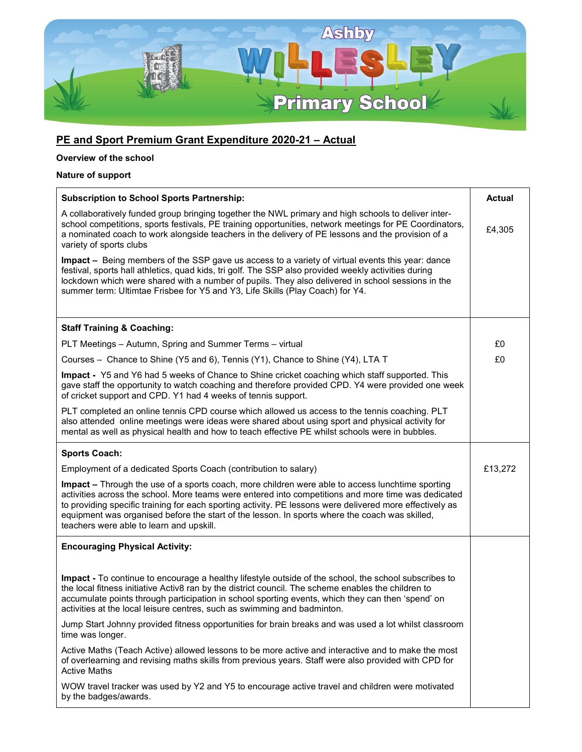# Ashby Willesley Primary School

## PE and Sport Premium Grant Expenditure 2020-21 – Actual

**Overview of the school**

**Nature of support**

| **Subscription to School Sports Partnership:** | **Actual** |
|---|---|
| A collaboratively funded group bringing together the NWL primary and high schools to deliver inter-school competitions, sports festivals, PE training opportunities, network meetings for PE Coordinators, a nominated coach to work alongside teachers in the delivery of PE lessons and the provision of a variety of sports clubs | £4,305 |
| **Impact –** Being members of the SSP gave us access to a variety of virtual events this year: dance festival, sports hall athletics, quad kids, tri golf. The SSP also provided weekly activities during lockdown which were shared with a number of pupils. They also delivered in school sessions in the summer term: Ultimtae Frisbee for Y5 and Y3, Life Skills (Play Coach) for Y4. | |
| **Staff Training & Coaching:** | |
| PLT Meetings – Autumn, Spring and Summer Terms – virtual | £0 |
| Courses – Chance to Shine (Y5 and 6), Tennis (Y1), Chance to Shine (Y4), LTA T | £0 |
| **Impact -** Y5 and Y6 had 5 weeks of Chance to Shine cricket coaching which staff supported. This gave staff the opportunity to watch coaching and therefore provided CPD. Y4 were provided one week of cricket support and CPD. Y1 had 4 weeks of tennis support.<br><br>PLT completed an online tennis CPD course which allowed us access to the tennis coaching. PLT also attended online meetings were ideas were shared about using sport and physical activity for mental as well as physical health and how to teach effective PE whilst schools were in bubbles. | |
| **Sports Coach:** | |
| Employment of a dedicated Sports Coach (contribution to salary) | £13,272 |
| **Impact –** Through the use of a sports coach, more children were able to access lunchtime sporting activities across the school. More teams were entered into competitions and more time was dedicated to providing specific training for each sporting activity. PE lessons were delivered more effectively as equipment was organised before the start of the lesson. In sports where the coach was skilled, teachers were able to learn and upskill. | |
| **Encouraging Physical Activity:** | |
| **Impact -** To continue to encourage a healthy lifestyle outside of the school, the school subscribes to the local fitness initiative Activ8 ran by the district council. The scheme enables the children to accumulate points through participation in school sporting events, which they can then 'spend' on activities at the local leisure centres, such as swimming and badminton.<br><br>Jump Start Johnny provided fitness opportunities for brain breaks and was used a lot whilst classroom time was longer.<br><br>Active Maths (Teach Active) allowed lessons to be more active and interactive and to make the most of overlearning and revising maths skills from previous years. Staff were also provided with CPD for Active Maths<br><br>WOW travel tracker was used by Y2 and Y5 to encourage active travel and children were motivated by the badges/awards. | |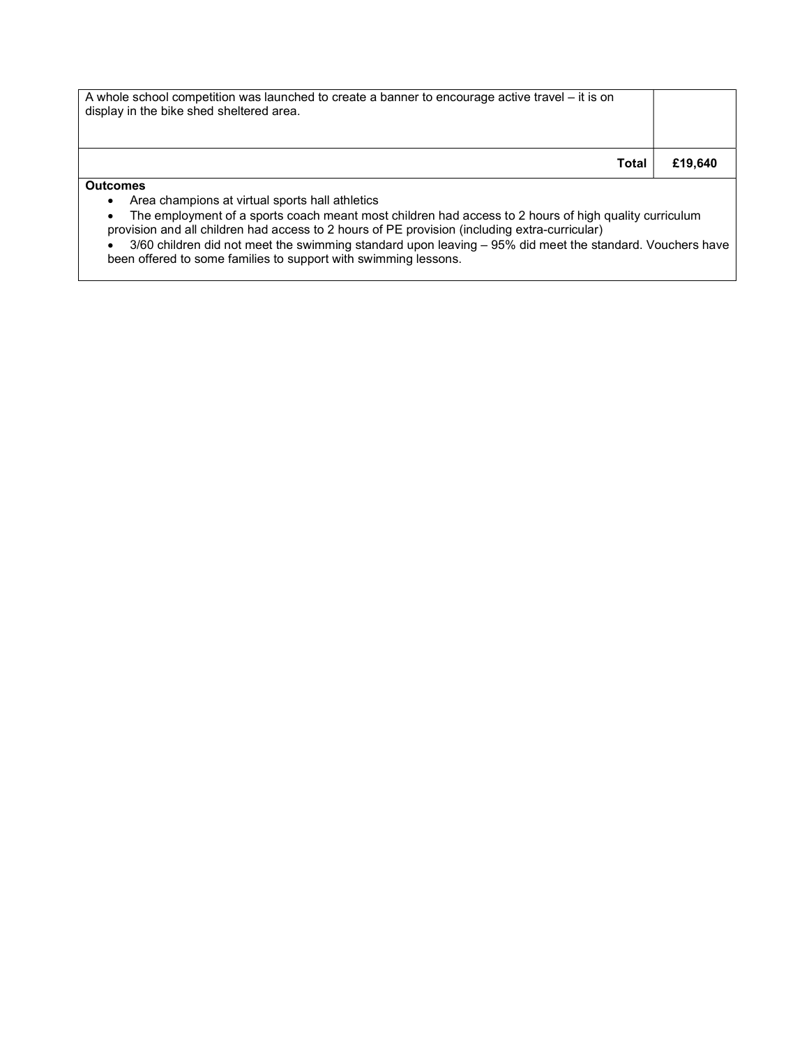| | |
|---|---|
| A whole school competition was launched to create a banner to encourage active travel – it is on display in the bike shed sheltered area. | |
| **Total** | **£19,640** |

**Outcomes**

- Area champions at virtual sports hall athletics
- The employment of a sports coach meant most children had access to 2 hours of high quality curriculum provision and all children had access to 2 hours of PE provision (including extra-curricular)
- 3/60 children did not meet the swimming standard upon leaving – 95% did meet the standard. Vouchers have been offered to some families to support with swimming lessons.